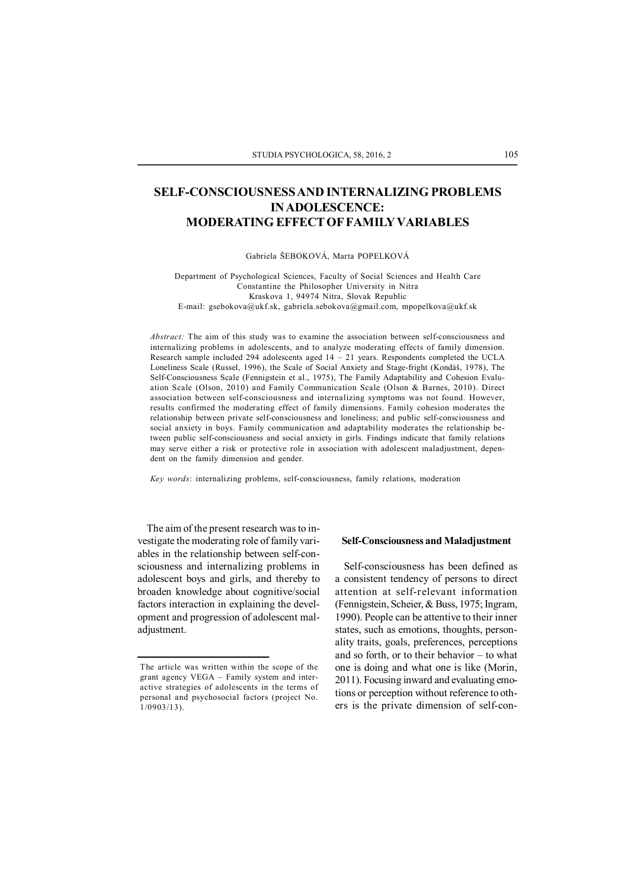# SELF-CONSCIOUSNESS AND INTERNALIZING PROBLEMS IN ADOLESCENCE: MODERATING EFFECT OF FAMILY VARIABLES

Gabriela ŠEBOKOVÁ, Marta POPELKOVÁ

Department of Psychological Sciences, Faculty of Social Sciences and Health Care
Constantine the Philosopher University in Nitra
Kraskova 1, 94974 Nitra, Slovak Republic
E-mail: gsebokova@ukf.sk, gabriela.sebokova@gmail.com, mpopelkova@ukf.sk

*Abstract:* The aim of this study was to examine the association between self-consciousness and internalizing problems in adolescents, and to analyze moderating effects of family dimension. Research sample included 294 adolescents aged 14 – 21 years. Respondents completed the UCLA Loneliness Scale (Russel, 1996), the Scale of Social Anxiety and Stage-fright (Kondáš, 1978), The Self-Consciousness Scale (Fennigstein et al., 1975), The Family Adaptability and Cohesion Evaluation Scale (Olson, 2010) and Family Communication Scale (Olson & Barnes, 2010). Direct association between self-consciousness and internalizing symptoms was not found. However, results confirmed the moderating effect of family dimensions. Family cohesion moderates the relationship between private self-consciousness and loneliness; and public self-consciousness and social anxiety in boys. Family communication and adaptability moderates the relationship between public self-consciousness and social anxiety in girls. Findings indicate that family relations may serve either a risk or protective role in association with adolescent maladjustment, dependent on the family dimension and gender.

*Key words*: internalizing problems, self-consciousness, family relations, moderation

The aim of the present research was to investigate the moderating role of family variables in the relationship between self-consciousness and internalizing problems in adolescent boys and girls, and thereby to broaden knowledge about cognitive/social factors interaction in explaining the development and progression of adolescent maladjustment.

The article was written within the scope of the grant agency VEGA – Family system and interactive strategies of adolescents in the terms of personal and psychosocial factors (project No. 1/0903/13).

## Self-Consciousness and Maladjustment

Self-consciousness has been defined as a consistent tendency of persons to direct attention at self-relevant information (Fennigstein, Scheier, & Buss, 1975; Ingram, 1990). People can be attentive to their inner states, such as emotions, thoughts, personality traits, goals, preferences, perceptions and so forth, or to their behavior – to what one is doing and what one is like (Morin, 2011). Focusing inward and evaluating emotions or perception without reference to others is the private dimension of self-con-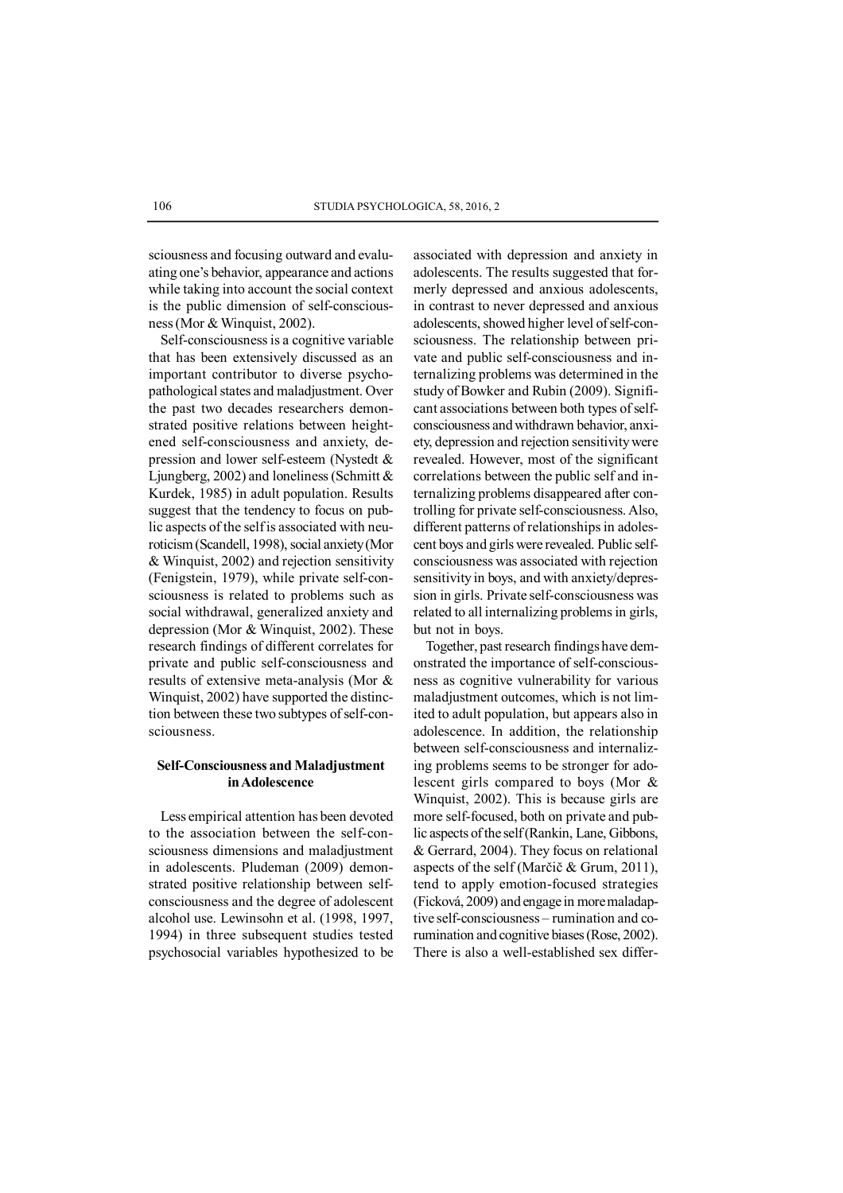sciousness and focusing outward and evaluating one's behavior, appearance and actions while taking into account the social context is the public dimension of self-consciousness (Mor & Winquist, 2002).

Self-consciousness is a cognitive variable that has been extensively discussed as an important contributor to diverse psychopathological states and maladjustment. Over the past two decades researchers demonstrated positive relations between heightened self-consciousness and anxiety, depression and lower self-esteem (Nystedt & Ljungberg, 2002) and loneliness (Schmitt & Kurdek, 1985) in adult population. Results suggest that the tendency to focus on public aspects of the self is associated with neuroticism (Scandell, 1998), social anxiety (Mor & Winquist, 2002) and rejection sensitivity (Fenigstein, 1979), while private self-consciousness is related to problems such as social withdrawal, generalized anxiety and depression (Mor & Winquist, 2002). These research findings of different correlates for private and public self-consciousness and results of extensive meta-analysis (Mor & Winquist, 2002) have supported the distinction between these two subtypes of self-consciousness.

## Self-Consciousness and Maladjustment in Adolescence

Less empirical attention has been devoted to the association between the self-consciousness dimensions and maladjustment in adolescents. Pludeman (2009) demonstrated positive relationship between self-consciousness and the degree of adolescent alcohol use. Lewinsohn et al. (1998, 1997, 1994) in three subsequent studies tested psychosocial variables hypothesized to be associated with depression and anxiety in adolescents. The results suggested that formerly depressed and anxious adolescents, in contrast to never depressed and anxious adolescents, showed higher level of self-consciousness. The relationship between private and public self-consciousness and internalizing problems was determined in the study of Bowker and Rubin (2009). Significant associations between both types of self-consciousness and withdrawn behavior, anxiety, depression and rejection sensitivity were revealed. However, most of the significant correlations between the public self and internalizing problems disappeared after controlling for private self-consciousness. Also, different patterns of relationships in adolescent boys and girls were revealed. Public self-consciousness was associated with rejection sensitivity in boys, and with anxiety/depression in girls. Private self-consciousness was related to all internalizing problems in girls, but not in boys.

Together, past research findings have demonstrated the importance of self-consciousness as cognitive vulnerability for various maladjustment outcomes, which is not limited to adult population, but appears also in adolescence. In addition, the relationship between self-consciousness and internalizing problems seems to be stronger for adolescent girls compared to boys (Mor & Winquist, 2002). This is because girls are more self-focused, both on private and public aspects of the self (Rankin, Lane, Gibbons, & Gerrard, 2004). They focus on relational aspects of the self (Marčič & Grum, 2011), tend to apply emotion-focused strategies (Ficková, 2009) and engage in more maladaptive self-consciousness – rumination and co-rumination and cognitive biases (Rose, 2002). There is also a well-established sex differ-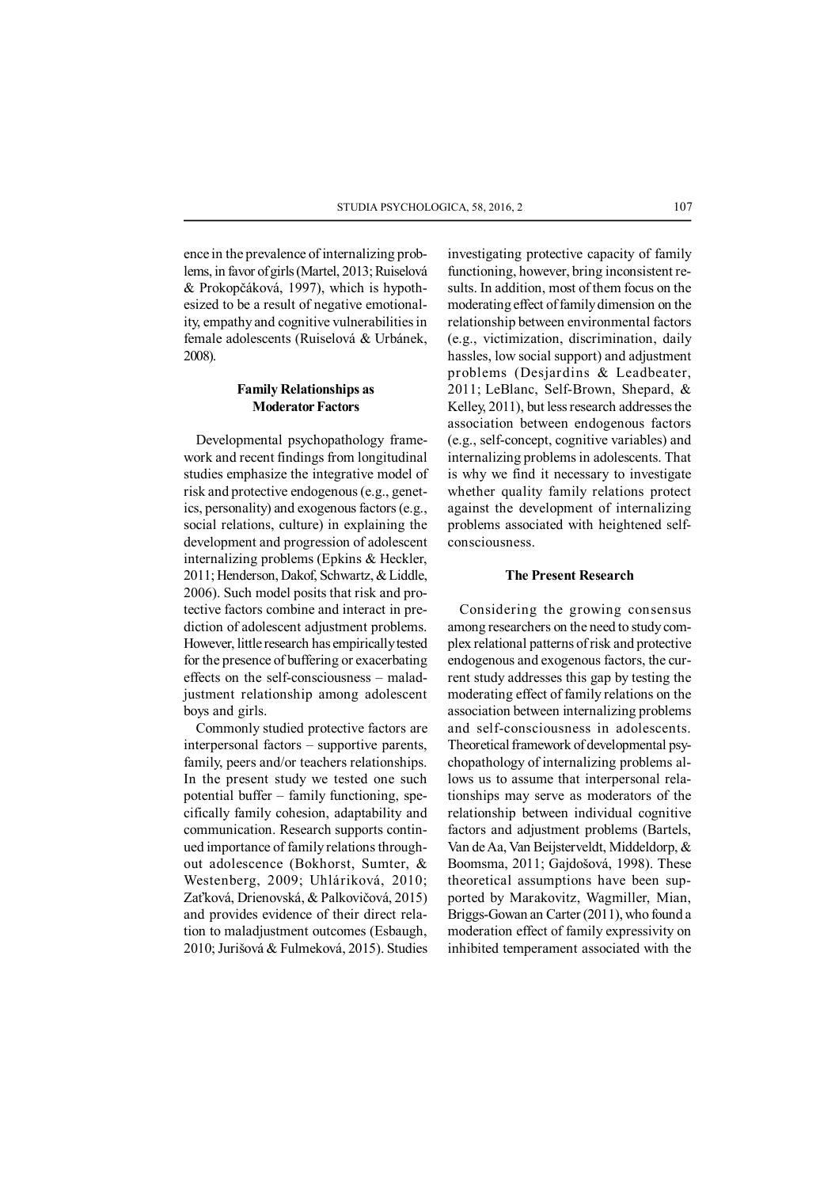ence in the prevalence of internalizing problems, in favor of girls (Martel, 2013; Ruiselová & Prokopčáková, 1997), which is hypothesized to be a result of negative emotionality, empathy and cognitive vulnerabilities in female adolescents (Ruiselová & Urbánek, 2008).

## Family Relationships as Moderator Factors

Developmental psychopathology framework and recent findings from longitudinal studies emphasize the integrative model of risk and protective endogenous (e.g., genetics, personality) and exogenous factors (e.g., social relations, culture) in explaining the development and progression of adolescent internalizing problems (Epkins & Heckler, 2011; Henderson, Dakof, Schwartz, & Liddle, 2006). Such model posits that risk and protective factors combine and interact in prediction of adolescent adjustment problems. However, little research has empirically tested for the presence of buffering or exacerbating effects on the self-consciousness – maladjustment relationship among adolescent boys and girls.

Commonly studied protective factors are interpersonal factors – supportive parents, family, peers and/or teachers relationships. In the present study we tested one such potential buffer – family functioning, specifically family cohesion, adaptability and communication. Research supports continued importance of family relations throughout adolescence (Bokhorst, Sumter, & Westenberg, 2009; Uhláriková, 2010; Zaťková, Drienovská, & Palkovičová, 2015) and provides evidence of their direct relation to maladjustment outcomes (Esbaugh, 2010; Jurišová & Fulmeková, 2015). Studies investigating protective capacity of family functioning, however, bring inconsistent results. In addition, most of them focus on the moderating effect of family dimension on the relationship between environmental factors (e.g., victimization, discrimination, daily hassles, low social support) and adjustment problems (Desjardins & Leadbeater, 2011; LeBlanc, Self-Brown, Shepard, & Kelley, 2011), but less research addresses the association between endogenous factors (e.g., self-concept, cognitive variables) and internalizing problems in adolescents. That is why we find it necessary to investigate whether quality family relations protect against the development of internalizing problems associated with heightened self-consciousness.

## The Present Research

Considering the growing consensus among researchers on the need to study complex relational patterns of risk and protective endogenous and exogenous factors, the current study addresses this gap by testing the moderating effect of family relations on the association between internalizing problems and self-consciousness in adolescents. Theoretical framework of developmental psychopathology of internalizing problems allows us to assume that interpersonal relationships may serve as moderators of the relationship between individual cognitive factors and adjustment problems (Bartels, Van de Aa, Van Beijsterveldt, Middeldorp, & Boomsma, 2011; Gajdošová, 1998). These theoretical assumptions have been supported by Marakovitz, Wagmiller, Mian, Briggs-Gowan an Carter (2011), who found a moderation effect of family expressivity on inhibited temperament associated with the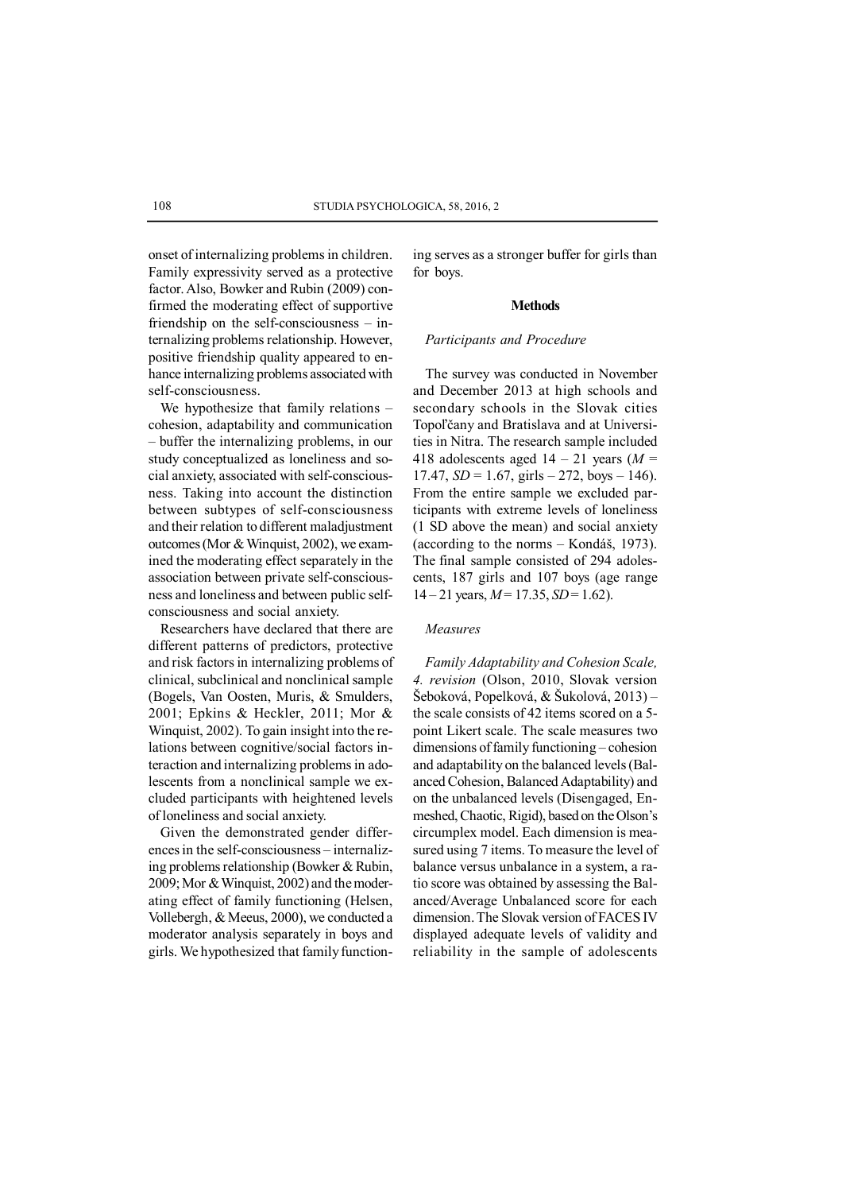onset of internalizing problems in children. Family expressivity served as a protective factor. Also, Bowker and Rubin (2009) confirmed the moderating effect of supportive friendship on the self-consciousness – internalizing problems relationship. However, positive friendship quality appeared to enhance internalizing problems associated with self-consciousness.

We hypothesize that family relations – cohesion, adaptability and communication – buffer the internalizing problems, in our study conceptualized as loneliness and social anxiety, associated with self-consciousness. Taking into account the distinction between subtypes of self-consciousness and their relation to different maladjustment outcomes (Mor & Winquist, 2002), we examined the moderating effect separately in the association between private self-consciousness and loneliness and between public self-consciousness and social anxiety.

Researchers have declared that there are different patterns of predictors, protective and risk factors in internalizing problems of clinical, subclinical and nonclinical sample (Bogels, Van Oosten, Muris, & Smulders, 2001; Epkins & Heckler, 2011; Mor & Winquist, 2002). To gain insight into the relations between cognitive/social factors interaction and internalizing problems in adolescents from a nonclinical sample we excluded participants with heightened levels of loneliness and social anxiety.

Given the demonstrated gender differences in the self-consciousness – internalizing problems relationship (Bowker & Rubin, 2009; Mor & Winquist, 2002) and the moderating effect of family functioning (Helsen, Vollebergh, & Meeus, 2000), we conducted a moderator analysis separately in boys and girls. We hypothesized that family functioning serves as a stronger buffer for girls than for boys.

## Methods

### *Participants and Procedure*

The survey was conducted in November and December 2013 at high schools and secondary schools in the Slovak cities Topoľčany and Bratislava and at Universities in Nitra. The research sample included 418 adolescents aged 14 – 21 years ($M$ = 17.47, $SD$ = 1.67, girls – 272, boys – 146). From the entire sample we excluded participants with extreme levels of loneliness (1 SD above the mean) and social anxiety (according to the norms – Kondáš, 1973). The final sample consisted of 294 adolescents, 187 girls and 107 boys (age range 14 – 21 years, $M$ = 17.35, $SD$ = 1.62).

### *Measures*

*Family Adaptability and Cohesion Scale, 4. revision* (Olson, 2010, Slovak version Šeboková, Popelková, & Šukolová, 2013) – the scale consists of 42 items scored on a 5-point Likert scale. The scale measures two dimensions of family functioning – cohesion and adaptability on the balanced levels (Balanced Cohesion, Balanced Adaptability) and on the unbalanced levels (Disengaged, Enmeshed, Chaotic, Rigid), based on the Olson's circumplex model. Each dimension is measured using 7 items. To measure the level of balance versus unbalance in a system, a ratio score was obtained by assessing the Balanced/Average Unbalanced score for each dimension. The Slovak version of FACES IV displayed adequate levels of validity and reliability in the sample of adolescents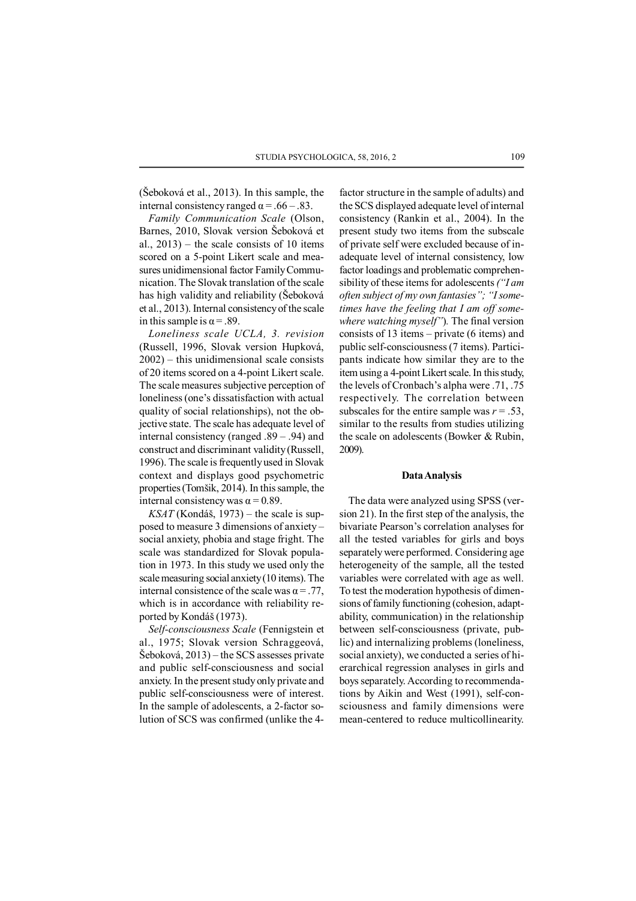(Šeboková et al., 2013). In this sample, the internal consistency ranged $\alpha = .66 – .83$.

*Family Communication Scale* (Olson, Barnes, 2010, Slovak version Šeboková et al., 2013) – the scale consists of 10 items scored on a 5-point Likert scale and measures unidimensional factor Family Communication. The Slovak translation of the scale has high validity and reliability (Šeboková et al., 2013). Internal consistency of the scale in this sample is $\alpha = .89$.

*Loneliness scale UCLA, 3. revision* (Russell, 1996, Slovak version Hupková, 2002) – this unidimensional scale consists of 20 items scored on a 4-point Likert scale. The scale measures subjective perception of loneliness (one's dissatisfaction with actual quality of social relationships), not the objective state. The scale has adequate level of internal consistency (ranged .89 – .94) and construct and discriminant validity (Russell, 1996). The scale is frequently used in Slovak context and displays good psychometric properties (Tomšik, 2014). In this sample, the internal consistency was $\alpha = 0.89$.

*KSAT* (Kondáš, 1973) – the scale is supposed to measure 3 dimensions of anxiety – social anxiety, phobia and stage fright. The scale was standardized for Slovak population in 1973. In this study we used only the scale measuring social anxiety (10 items). The internal consistence of the scale was $\alpha = .77$, which is in accordance with reliability reported by Kondáš (1973).

*Self-consciousness Scale* (Fennigstein et al., 1975; Slovak version Schraggeová, Šeboková, 2013) – the SCS assesses private and public self-consciousness and social anxiety. In the present study only private and public self-consciousness were of interest. In the sample of adolescents, a 2-factor solution of SCS was confirmed (unlike the 4-factor structure in the sample of adults) and the SCS displayed adequate level of internal consistency (Rankin et al., 2004). In the present study two items from the subscale of private self were excluded because of inadequate level of internal consistency, low factor loadings and problematic comprehensibility of these items for adolescents *("I am often subject of my own fantasies"; "I sometimes have the feeling that I am off somewhere watching myself")*. The final version consists of 13 items – private (6 items) and public self-consciousness (7 items). Participants indicate how similar they are to the item using a 4-point Likert scale. In this study, the levels of Cronbach's alpha were .71, .75 respectively. The correlation between subscales for the entire sample was $r = .53$, similar to the results from studies utilizing the scale on adolescents (Bowker & Rubin, 2009).

## Data Analysis

The data were analyzed using SPSS (version 21). In the first step of the analysis, the bivariate Pearson's correlation analyses for all the tested variables for girls and boys separately were performed. Considering age heterogeneity of the sample, all the tested variables were correlated with age as well. To test the moderation hypothesis of dimensions of family functioning (cohesion, adaptability, communication) in the relationship between self-consciousness (private, public) and internalizing problems (loneliness, social anxiety), we conducted a series of hierarchical regression analyses in girls and boys separately. According to recommendations by Aikin and West (1991), self-consciousness and family dimensions were mean-centered to reduce multicollinearity.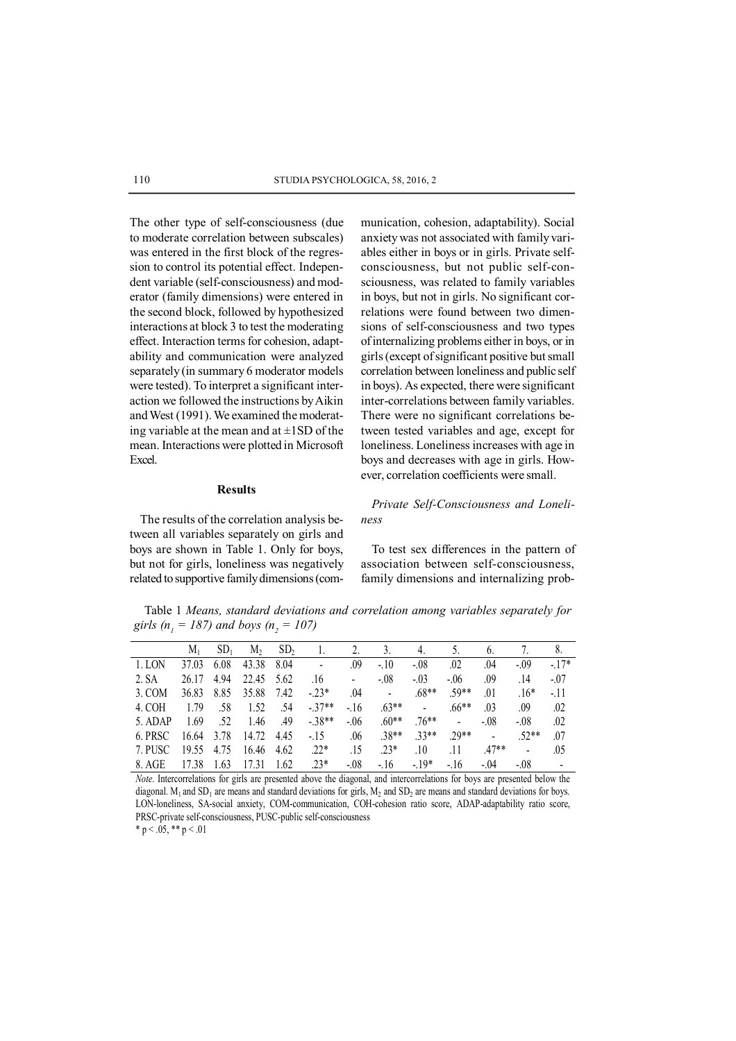The other type of self-consciousness (due to moderate correlation between subscales) was entered in the first block of the regression to control its potential effect. Independent variable (self-consciousness) and moderator (family dimensions) were entered in the second block, followed by hypothesized interactions at block 3 to test the moderating effect. Interaction terms for cohesion, adaptability and communication were analyzed separately (in summary 6 moderator models were tested). To interpret a significant interaction we followed the instructions by Aikin and West (1991). We examined the moderating variable at the mean and at ±1SD of the mean. Interactions were plotted in Microsoft Excel.

## Results

The results of the correlation analysis between all variables separately on girls and boys are shown in Table 1. Only for boys, but not for girls, loneliness was negatively related to supportive family dimensions (communication, cohesion, adaptability). Social anxiety was not associated with family variables either in boys or in girls. Private self-consciousness, but not public self-consciousness, was related to family variables in boys, but not in girls. No significant correlations were found between two dimensions of self-consciousness and two types of internalizing problems either in boys, or in girls (except of significant positive but small correlation between loneliness and public self in boys). As expected, there were significant inter-correlations between family variables. There were no significant correlations between tested variables and age, except for loneliness. Loneliness increases with age in boys and decreases with age in girls. However, correlation coefficients were small.

### *Private Self-Consciousness and Loneliness*

To test sex differences in the pattern of association between self-consciousness, family dimensions and internalizing prob-

Table 1 *Means, standard deviations and correlation among variables separately for girls ($n_1$ = 187) and boys ($n_2$ = 107)*

| | $M_1$ | $SD_1$ | $M_2$ | $SD_2$ | 1. | 2. | 3. | 4. | 5. | 6. | 7. | 8. |
|---|---|---|---|---|---|---|---|---|---|---|---|---|
| 1. LON | 37.03 | 6.08 | 43.38 | 8.04 | - | .09 | -.10 | -.08 | .02 | .04 | -.09 | -.17* |
| 2. SA | 26.17 | 4.94 | 22.45 | 5.62 | .16 | - | -.08 | -.03 | -.06 | .09 | .14 | -.07 |
| 3. COM | 36.83 | 8.85 | 35.88 | 7.42 | -.23* | .04 | - | .68** | .59** | .01 | .16* | -.11 |
| 4. COH | 1.79 | .58 | 1.52 | .54 | -.37** | -.16 | .63** | - | .66** | .03 | .09 | .02 |
| 5. ADAP | 1.69 | .52 | 1.46 | .49 | -.38** | -.06 | .60** | .76** | - | -.08 | -.08 | .02 |
| 6. PRSC | 16.64 | 3.78 | 14.72 | 4.45 | -.15 | .06 | .38** | .33** | .29** | - | .52** | .07 |
| 7. PUSC | 19.55 | 4.75 | 16.46 | 4.62 | .22* | .15 | .23* | .10 | .11 | .47** | - | .05 |
| 8. AGE | 17.38 | 1.63 | 17.31 | 1.62 | .23* | -.08 | -.16 | -.19* | -.16 | -.04 | -.08 | - |

*Note.* Intercorrelations for girls are presented above the diagonal, and intercorrelations for boys are presented below the diagonal. $M_1$ and $SD_1$ are means and standard deviations for girls, $M_2$ and $SD_2$ are means and standard deviations for boys. LON-loneliness, SA-social anxiety, COM-communication, COH-cohesion ratio score, ADAP-adaptability ratio score, PRSC-private self-consciousness, PUSC-public self-consciousness

\* p < .05, ** p < .01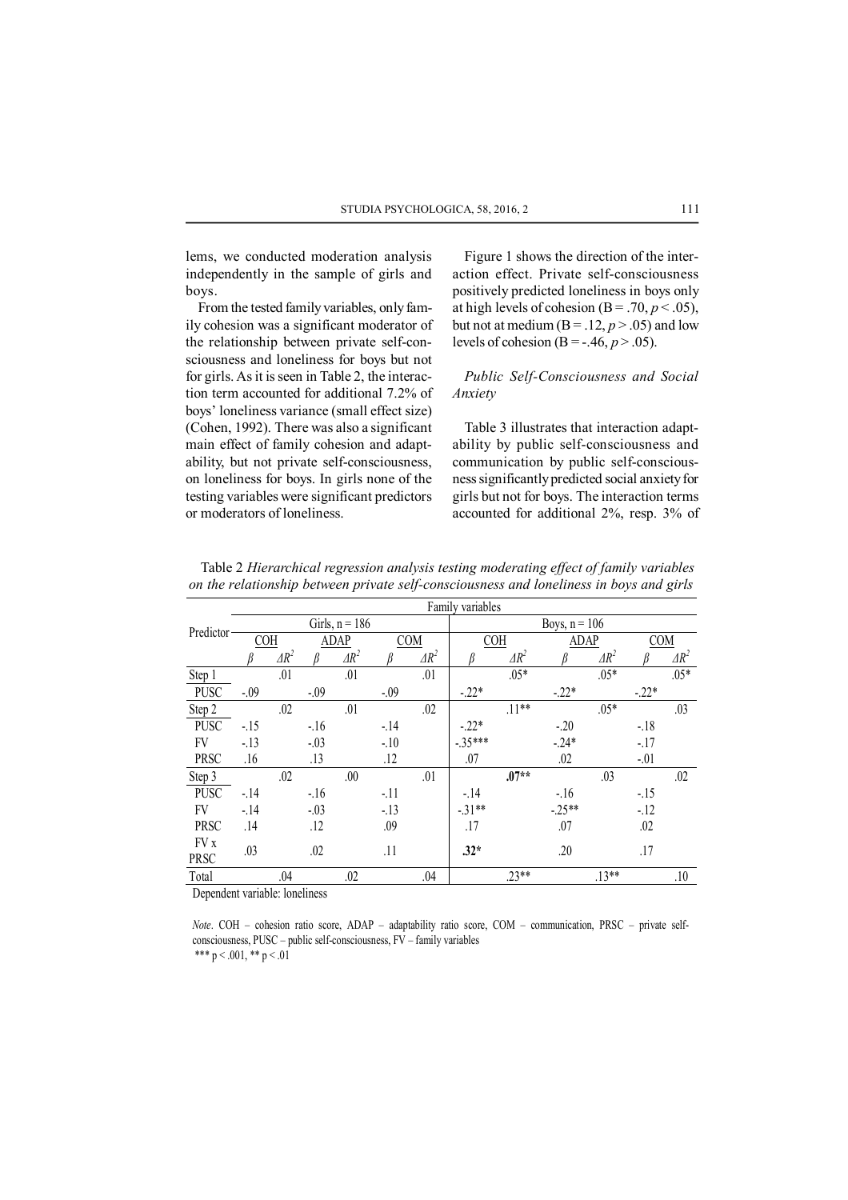lems, we conducted moderation analysis independently in the sample of girls and boys.

From the tested family variables, only family cohesion was a significant moderator of the relationship between private self-consciousness and loneliness for boys but not for girls. As it is seen in Table 2, the interaction term accounted for additional 7.2% of boys' loneliness variance (small effect size) (Cohen, 1992). There was also a significant main effect of family cohesion and adaptability, but not private self-consciousness, on loneliness for boys. In girls none of the testing variables were significant predictors or moderators of loneliness.

Figure 1 shows the direction of the interaction effect. Private self-consciousness positively predicted loneliness in boys only at high levels of cohesion (B = .70, $p < .05$), but not at medium (B = .12, $p > .05$) and low levels of cohesion (B = -.46, $p > .05$).

### *Public Self-Consciousness and Social Anxiety*

Table 3 illustrates that interaction adaptability by public self-consciousness and communication by public self-consciousness significantly predicted social anxiety for girls but not for boys. The interaction terms accounted for additional 2%, resp. 3% of

Table 2 *Hierarchical regression analysis testing moderating effect of family variables on the relationship between private self-consciousness and loneliness in boys and girls*

| Predictor | Family variables | | | | | | | | | | | |
|---|---|---|---|---|---|---|---|---|---|---|---|---|
| | Girls, n = 186 | | | | | | Boys, n = 106 | | | | | |
| | COH | | ADAP | | COM | | COH | | ADAP | | COM | |
| | $\beta$ | $\Delta R^2$ | $\beta$ | $\Delta R^2$ | $\beta$ | $\Delta R^2$ | $\beta$ | $\Delta R^2$ | $\beta$ | $\Delta R^2$ | $\beta$ | $\Delta R^2$ |
| Step 1 | | .01 | | .01 | | .01 | | .05* | | .05* | | .05* |
| PUSC | -.09 | | -.09 | | -.09 | | -.22* | | -.22* | | -.22* | |
| Step 2 | | .02 | | .01 | | .02 | | .11** | | .05* | | .03 |
| PUSC | -.15 | | -.16 | | -.14 | | -.22* | | -.20 | | -.18 | |
| FV | -.13 | | -.03 | | -.10 | | -.35*** | | -.24* | | -.17 | |
| PRSC | .16 | | .13 | | .12 | | .07 | | .02 | | -.01 | |
| Step 3 | | .02 | | .00 | | .01 | | **.07**** | | .03 | | .02 |
| PUSC | -.14 | | -.16 | | -.11 | | -.14 | | -.16 | | -.15 | |
| FV | -.14 | | -.03 | | -.13 | | -.31** | | -.25** | | -.12 | |
| PRSC | .14 | | .12 | | .09 | | .17 | | .07 | | .02 | |
| FV x PRSC | .03 | | .02 | | .11 | | **.32*** | | .20 | | .17 | |
| Total | | .04 | | .02 | | .04 | | .23** | | .13** | | .10 |

Dependent variable: loneliness

*Note*. COH – cohesion ratio score, ADAP – adaptability ratio score, COM – communication, PRSC – private self-consciousness, PUSC – public self-consciousness, FV – family variables
*** p < .001, ** p < .01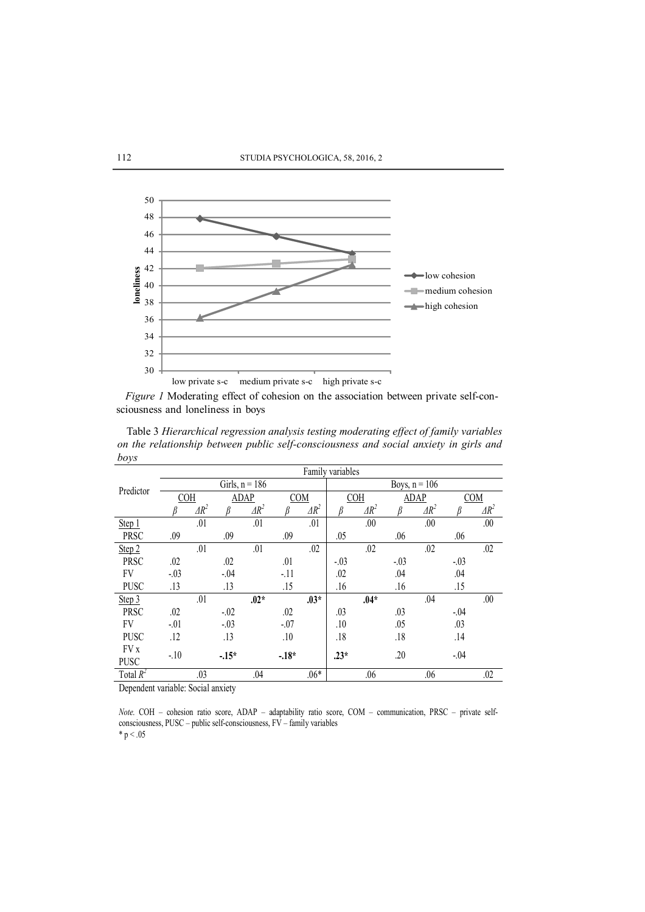*Figure 1* Moderating effect of cohesion on the association between private self-consciousness and loneliness in boys

Table 3 *Hierarchical regression analysis testing moderating effect of family variables on the relationship between public self-consciousness and social anxiety in girls and boys*

| Predictor | Family variables | | | | | | | | | | | |
|---|---|---|---|---|---|---|---|---|---|---|---|---|
| | Girls, n = 186 | | | | | | Boys, n = 106 | | | | | |
| | COH | | ADAP | | COM | | COH | | ADAP | | COM | |
| | $\beta$ | $\Delta R^2$ | $\beta$ | $\Delta R^2$ | $\beta$ | $\Delta R^2$ | $\beta$ | $\Delta R^2$ | $\beta$ | $\Delta R^2$ | $\beta$ | $\Delta R^2$ |
| Step 1 | | .01 | | .01 | | .01 | | .00 | | .00 | | .00 |
| PRSC | .09 | | .09 | | .09 | | .05 | | .06 | | .06 | |
| Step 2 | | .01 | | .01 | | .02 | | .02 | | .02 | | .02 |
| PRSC | .02 | | .02 | | .01 | | -.03 | | -.03 | | -.03 | |
| FV | -.03 | | -.04 | | -.11 | | .02 | | .04 | | .04 | |
| PUSC | .13 | | .13 | | .15 | | .16 | | .16 | | .15 | |
| Step 3 | | .01 | | **.02*** | | **.03*** | | **.04*** | | .04 | | .00 |
| PRSC | .02 | | -.02 | | .02 | | .03 | | .03 | | -.04 | |
| FV | -.01 | | -.03 | | -.07 | | .10 | | .05 | | .03 | |
| PUSC | .12 | | .13 | | .10 | | .18 | | .18 | | .14 | |
| FV x PUSC | -.10 | | **-.15*** | | **-.18*** | | **.23*** | | .20 | | -.04 | |
| Total $R^2$ | | .03 | | .04 | | .06* | | .06 | | .06 | | .02 |

Dependent variable: Social anxiety

*Note.* COH – cohesion ratio score, ADAP – adaptability ratio score, COM – communication, PRSC – private self-consciousness, PUSC – public self-consciousness, FV – family variables
* $p < .05$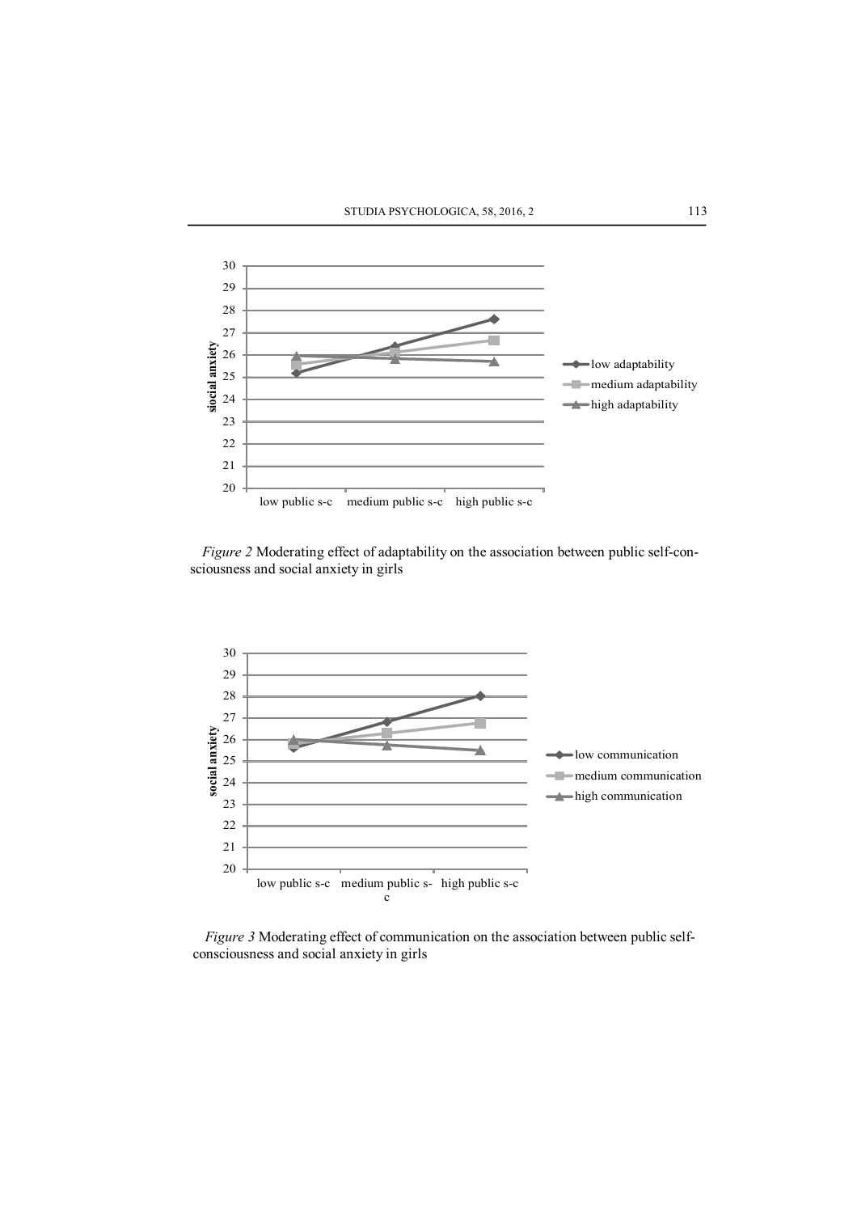*Figure 2* Moderating effect of adaptability on the association between public self-consciousness and social anxiety in girls

*Figure 3* Moderating effect of communication on the association between public self-consciousness and social anxiety in girls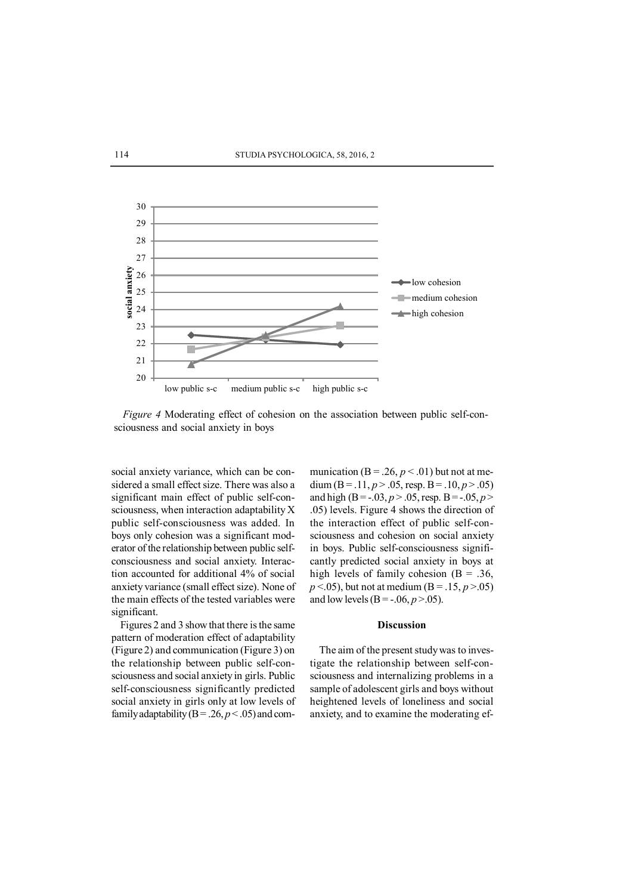*Figure 4* Moderating effect of cohesion on the association between public self-consciousness and social anxiety in boys

social anxiety variance, which can be considered a small effect size. There was also a significant main effect of public self-consciousness, when interaction adaptability X public self-consciousness was added. In boys only cohesion was a significant moderator of the relationship between public self-consciousness and social anxiety. Interaction accounted for additional 4% of social anxiety variance (small effect size). None of the main effects of the tested variables were significant.

Figures 2 and 3 show that there is the same pattern of moderation effect of adaptability (Figure 2) and communication (Figure 3) on the relationship between public self-consciousness and social anxiety in girls. Public self-consciousness significantly predicted social anxiety in girls only at low levels of family adaptability (B = .26, $p$ < .05) and communication (B = .26, $p$ < .01) but not at medium (B = .11, $p$ > .05, resp. B = .10, $p$ > .05) and high (B = -.03, $p$ > .05, resp. B = -.05, $p$ > .05) levels. Figure 4 shows the direction of the interaction effect of public self-consciousness and cohesion on social anxiety in boys. Public self-consciousness significantly predicted social anxiety in boys at high levels of family cohesion (B = .36, $p$ <.05), but not at medium (B = .15, $p$ >.05) and low levels (B = -.06, $p$ >.05).

## Discussion

The aim of the present study was to investigate the relationship between self-consciousness and internalizing problems in a sample of adolescent girls and boys without heightened levels of loneliness and social anxiety, and to examine the moderating ef-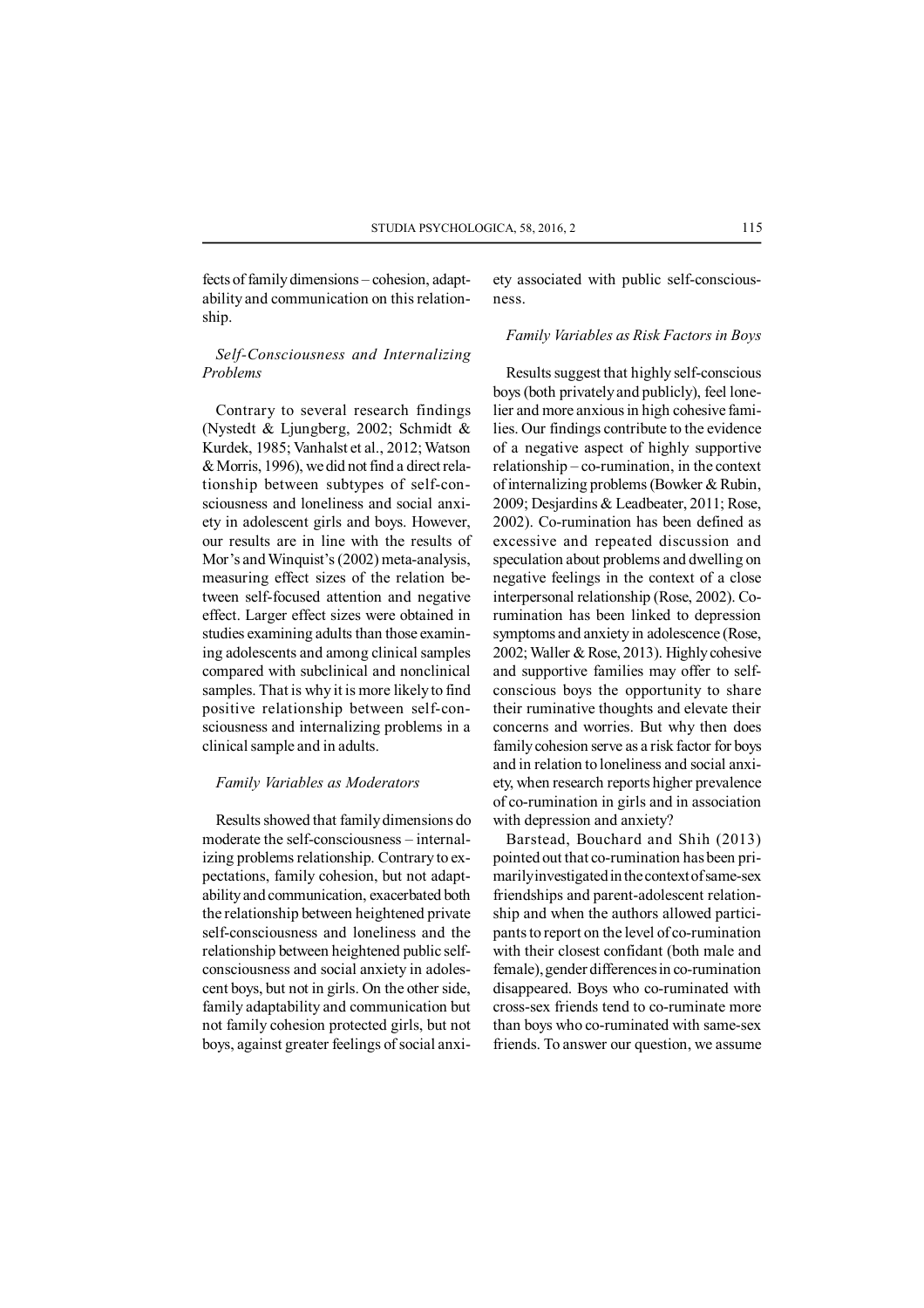fects of family dimensions – cohesion, adaptability and communication on this relationship.

### *Self-Consciousness and Internalizing Problems*

Contrary to several research findings (Nystedt & Ljungberg, 2002; Schmidt & Kurdek, 1985; Vanhalst et al., 2012; Watson & Morris, 1996), we did not find a direct relationship between subtypes of self-consciousness and loneliness and social anxiety in adolescent girls and boys. However, our results are in line with the results of Mor's and Winquist's (2002) meta-analysis, measuring effect sizes of the relation between self-focused attention and negative effect. Larger effect sizes were obtained in studies examining adults than those examining adolescents and among clinical samples compared with subclinical and nonclinical samples. That is why it is more likely to find positive relationship between self-consciousness and internalizing problems in a clinical sample and in adults.

### *Family Variables as Moderators*

Results showed that family dimensions do moderate the self-consciousness – internalizing problems relationship. Contrary to expectations, family cohesion, but not adaptability and communication, exacerbated both the relationship between heightened private self-consciousness and loneliness and the relationship between heightened public self-consciousness and social anxiety in adolescent boys, but not in girls. On the other side, family adaptability and communication but not family cohesion protected girls, but not boys, against greater feelings of social anxiety associated with public self-consciousness.

### *Family Variables as Risk Factors in Boys*

Results suggest that highly self-conscious boys (both privately and publicly), feel lonelier and more anxious in high cohesive families. Our findings contribute to the evidence of a negative aspect of highly supportive relationship – co-rumination, in the context of internalizing problems (Bowker & Rubin, 2009; Desjardins & Leadbeater, 2011; Rose, 2002). Co-rumination has been defined as excessive and repeated discussion and speculation about problems and dwelling on negative feelings in the context of a close interpersonal relationship (Rose, 2002). Co-rumination has been linked to depression symptoms and anxiety in adolescence (Rose, 2002; Waller & Rose, 2013). Highly cohesive and supportive families may offer to self-conscious boys the opportunity to share their ruminative thoughts and elevate their concerns and worries. But why then does family cohesion serve as a risk factor for boys and in relation to loneliness and social anxiety, when research reports higher prevalence of co-rumination in girls and in association with depression and anxiety?

Barstead, Bouchard and Shih (2013) pointed out that co-rumination has been primarily investigated in the context of same-sex friendships and parent-adolescent relationship and when the authors allowed participants to report on the level of co-rumination with their closest confidant (both male and female), gender differences in co-rumination disappeared. Boys who co-ruminated with cross-sex friends tend to co-ruminate more than boys who co-ruminated with same-sex friends. To answer our question, we assume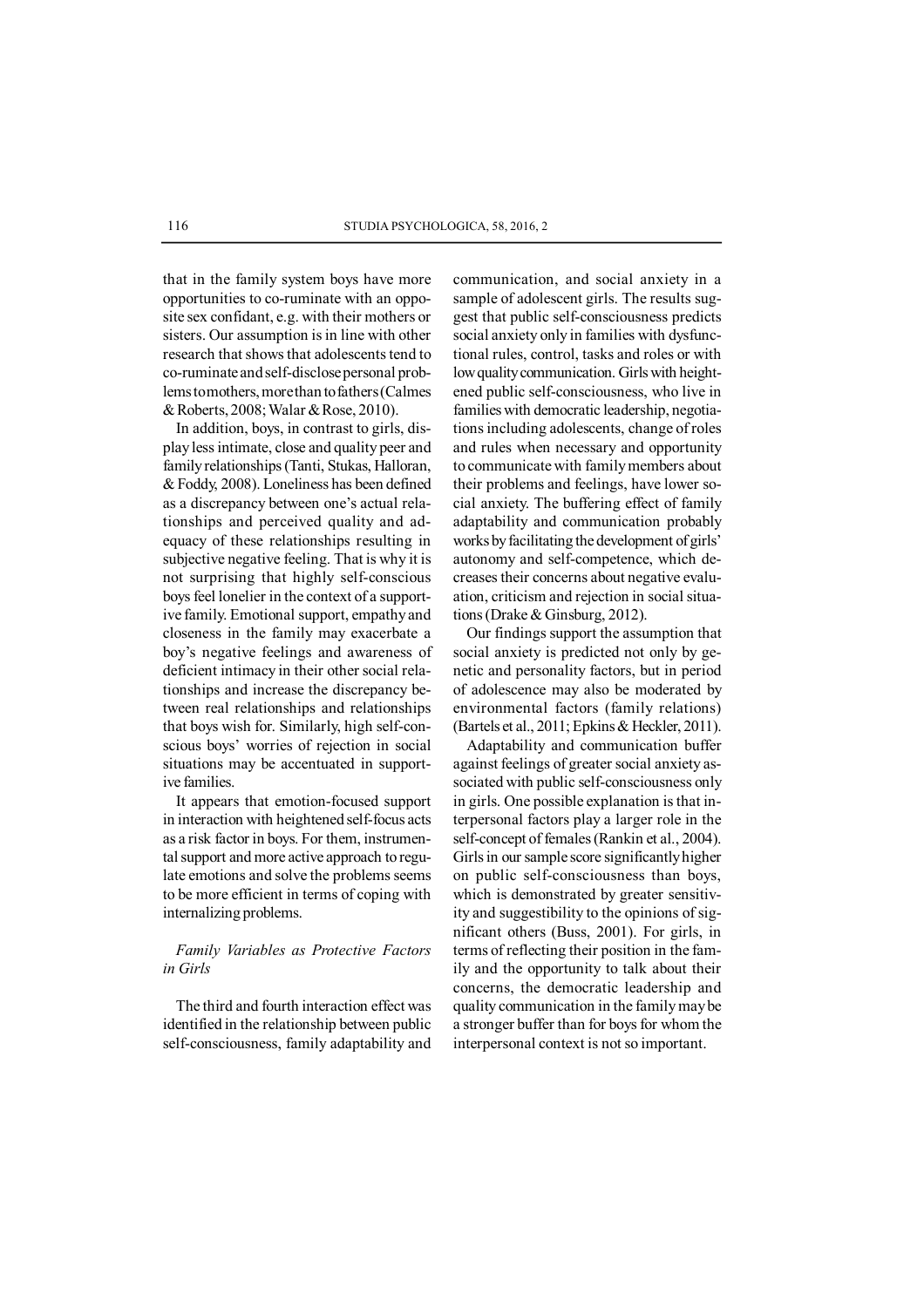that in the family system boys have more opportunities to co-ruminate with an opposite sex confidant, e.g. with their mothers or sisters. Our assumption is in line with other research that shows that adolescents tend to co-ruminate and self-disclose personal problems to mothers, more than to fathers (Calmes & Roberts, 2008; Walar & Rose, 2010).

In addition, boys, in contrast to girls, display less intimate, close and quality peer and family relationships (Tanti, Stukas, Halloran, & Foddy, 2008). Loneliness has been defined as a discrepancy between one's actual relationships and perceived quality and adequacy of these relationships resulting in subjective negative feeling. That is why it is not surprising that highly self-conscious boys feel lonelier in the context of a supportive family. Emotional support, empathy and closeness in the family may exacerbate a boy's negative feelings and awareness of deficient intimacy in their other social relationships and increase the discrepancy between real relationships and relationships that boys wish for. Similarly, high self-conscious boys' worries of rejection in social situations may be accentuated in supportive families.

It appears that emotion-focused support in interaction with heightened self-focus acts as a risk factor in boys. For them, instrumental support and more active approach to regulate emotions and solve the problems seems to be more efficient in terms of coping with internalizing problems.

### *Family Variables as Protective Factors in Girls*

The third and fourth interaction effect was identified in the relationship between public self-consciousness, family adaptability and communication, and social anxiety in a sample of adolescent girls. The results suggest that public self-consciousness predicts social anxiety only in families with dysfunctional rules, control, tasks and roles or with low quality communication. Girls with heightened public self-consciousness, who live in families with democratic leadership, negotiations including adolescents, change of roles and rules when necessary and opportunity to communicate with family members about their problems and feelings, have lower social anxiety. The buffering effect of family adaptability and communication probably works by facilitating the development of girls' autonomy and self-competence, which decreases their concerns about negative evaluation, criticism and rejection in social situations (Drake & Ginsburg, 2012).

Our findings support the assumption that social anxiety is predicted not only by genetic and personality factors, but in period of adolescence may also be moderated by environmental factors (family relations) (Bartels et al., 2011; Epkins & Heckler, 2011).

Adaptability and communication buffer against feelings of greater social anxiety associated with public self-consciousness only in girls. One possible explanation is that interpersonal factors play a larger role in the self-concept of females (Rankin et al., 2004). Girls in our sample score significantly higher on public self-consciousness than boys, which is demonstrated by greater sensitivity and suggestibility to the opinions of significant others (Buss, 2001). For girls, in terms of reflecting their position in the family and the opportunity to talk about their concerns, the democratic leadership and quality communication in the family may be a stronger buffer than for boys for whom the interpersonal context is not so important.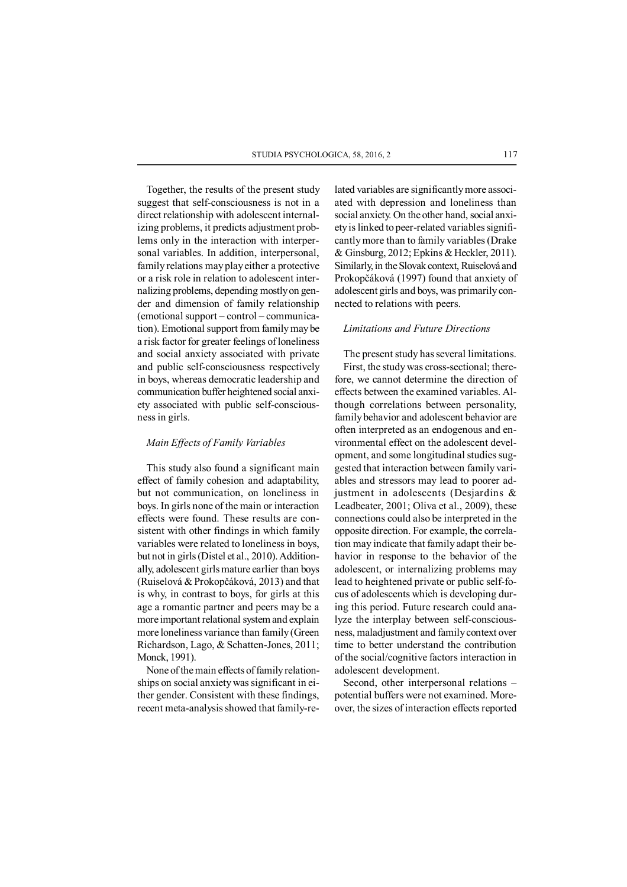Together, the results of the present study suggest that self-consciousness is not in a direct relationship with adolescent internalizing problems, it predicts adjustment problems only in the interaction with interpersonal variables. In addition, interpersonal, family relations may play either a protective or a risk role in relation to adolescent internalizing problems, depending mostly on gender and dimension of family relationship (emotional support – control – communication). Emotional support from family may be a risk factor for greater feelings of loneliness and social anxiety associated with private and public self-consciousness respectively in boys, whereas democratic leadership and communication buffer heightened social anxiety associated with public self-consciousness in girls.

### *Main Effects of Family Variables*

This study also found a significant main effect of family cohesion and adaptability, but not communication, on loneliness in boys. In girls none of the main or interaction effects were found. These results are consistent with other findings in which family variables were related to loneliness in boys, but not in girls (Distel et al., 2010). Additionally, adolescent girls mature earlier than boys (Ruiselová & Prokopčáková, 2013) and that is why, in contrast to boys, for girls at this age a romantic partner and peers may be a more important relational system and explain more loneliness variance than family (Green Richardson, Lago, & Schatten-Jones, 2011; Monck, 1991).

None of the main effects of family relationships on social anxiety was significant in either gender. Consistent with these findings, recent meta-analysis showed that family-related variables are significantly more associated with depression and loneliness than social anxiety. On the other hand, social anxiety is linked to peer-related variables significantly more than to family variables (Drake & Ginsburg, 2012; Epkins & Heckler, 2011). Similarly, in the Slovak context, Ruiselová and Prokopčáková (1997) found that anxiety of adolescent girls and boys, was primarily connected to relations with peers.

### *Limitations and Future Directions*

The present study has several limitations.

First, the study was cross-sectional; therefore, we cannot determine the direction of effects between the examined variables. Although correlations between personality, family behavior and adolescent behavior are often interpreted as an endogenous and environmental effect on the adolescent development, and some longitudinal studies suggested that interaction between family variables and stressors may lead to poorer adjustment in adolescents (Desjardins & Leadbeater, 2001; Oliva et al., 2009), these connections could also be interpreted in the opposite direction. For example, the correlation may indicate that family adapt their behavior in response to the behavior of the adolescent, or internalizing problems may lead to heightened private or public self-focus of adolescents which is developing during this period. Future research could analyze the interplay between self-consciousness, maladjustment and family context over time to better understand the contribution of the social/cognitive factors interaction in adolescent development.

Second, other interpersonal relations – potential buffers were not examined. Moreover, the sizes of interaction effects reported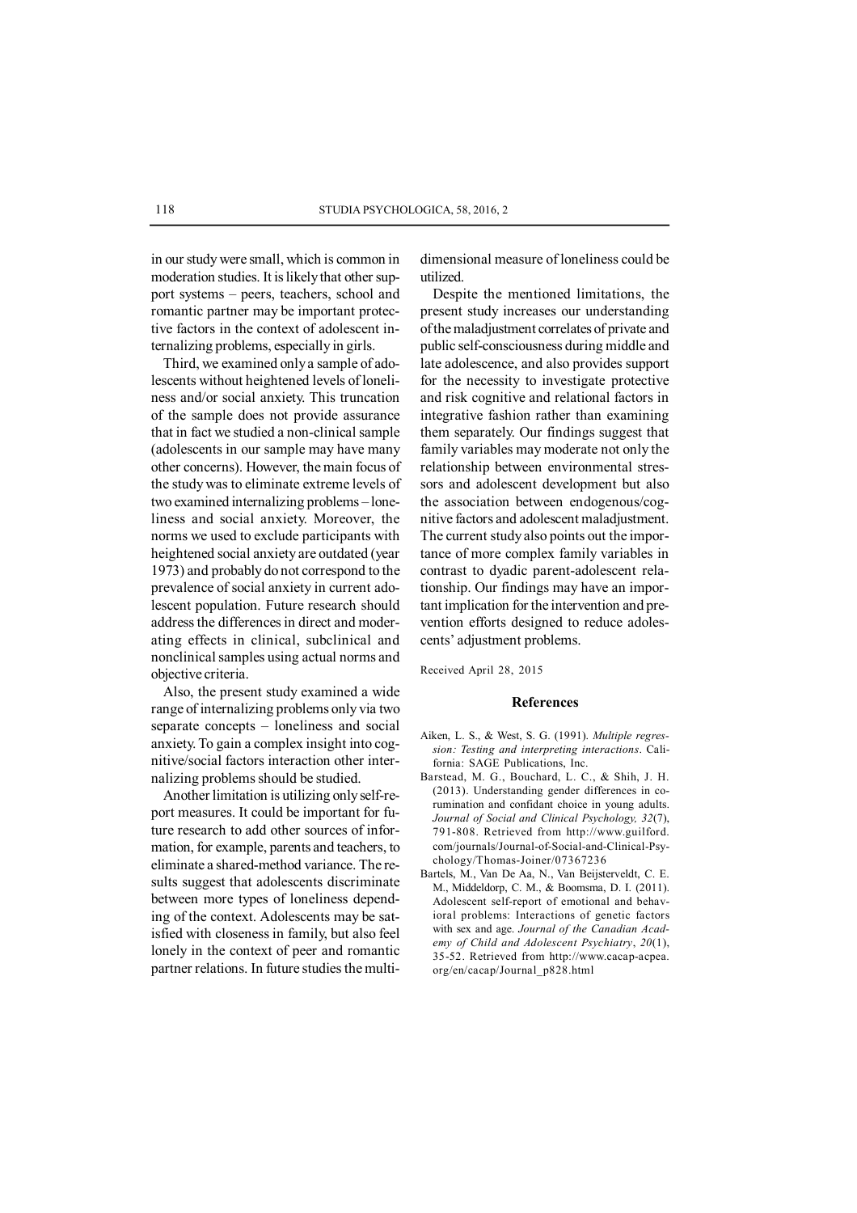in our study were small, which is common in moderation studies. It is likely that other support systems – peers, teachers, school and romantic partner may be important protective factors in the context of adolescent internalizing problems, especially in girls.

Third, we examined only a sample of adolescents without heightened levels of loneliness and/or social anxiety. This truncation of the sample does not provide assurance that in fact we studied a non-clinical sample (adolescents in our sample may have many other concerns). However, the main focus of the study was to eliminate extreme levels of two examined internalizing problems – loneliness and social anxiety. Moreover, the norms we used to exclude participants with heightened social anxiety are outdated (year 1973) and probably do not correspond to the prevalence of social anxiety in current adolescent population. Future research should address the differences in direct and moderating effects in clinical, subclinical and nonclinical samples using actual norms and objective criteria.

Also, the present study examined a wide range of internalizing problems only via two separate concepts – loneliness and social anxiety. To gain a complex insight into cognitive/social factors interaction other internalizing problems should be studied.

Another limitation is utilizing only self-report measures. It could be important for future research to add other sources of information, for example, parents and teachers, to eliminate a shared-method variance. The results suggest that adolescents discriminate between more types of loneliness depending of the context. Adolescents may be satisfied with closeness in family, but also feel lonely in the context of peer and romantic partner relations. In future studies the multidimensional measure of loneliness could be utilized.

Despite the mentioned limitations, the present study increases our understanding of the maladjustment correlates of private and public self-consciousness during middle and late adolescence, and also provides support for the necessity to investigate protective and risk cognitive and relational factors in integrative fashion rather than examining them separately. Our findings suggest that family variables may moderate not only the relationship between environmental stressors and adolescent development but also the association between endogenous/cognitive factors and adolescent maladjustment. The current study also points out the importance of more complex family variables in contrast to dyadic parent-adolescent relationship. Our findings may have an important implication for the intervention and prevention efforts designed to reduce adolescents' adjustment problems.

Received April 28, 2015

## References

Aiken, L. S., & West, S. G. (1991). *Multiple regression: Testing and interpreting interactions*. California: SAGE Publications, Inc.

Barstead, M. G., Bouchard, L. C., & Shih, J. H. (2013). Understanding gender differences in co-rumination and confidant choice in young adults. *Journal of Social and Clinical Psychology, 32*(7), 791-808. Retrieved from http://www.guilford.com/journals/Journal-of-Social-and-Clinical-Psychology/Thomas-Joiner/07367236

Bartels, M., Van De Aa, N., Van Beijsterveldt, C. E. M., Middeldorp, C. M., & Boomsma, D. I. (2011). Adolescent self-report of emotional and behavioral problems: Interactions of genetic factors with sex and age. *Journal of the Canadian Academy of Child and Adolescent Psychiatry*, *20*(1), 35-52. Retrieved from http://www.cacap-acpea.org/en/cacap/Journal_p828.html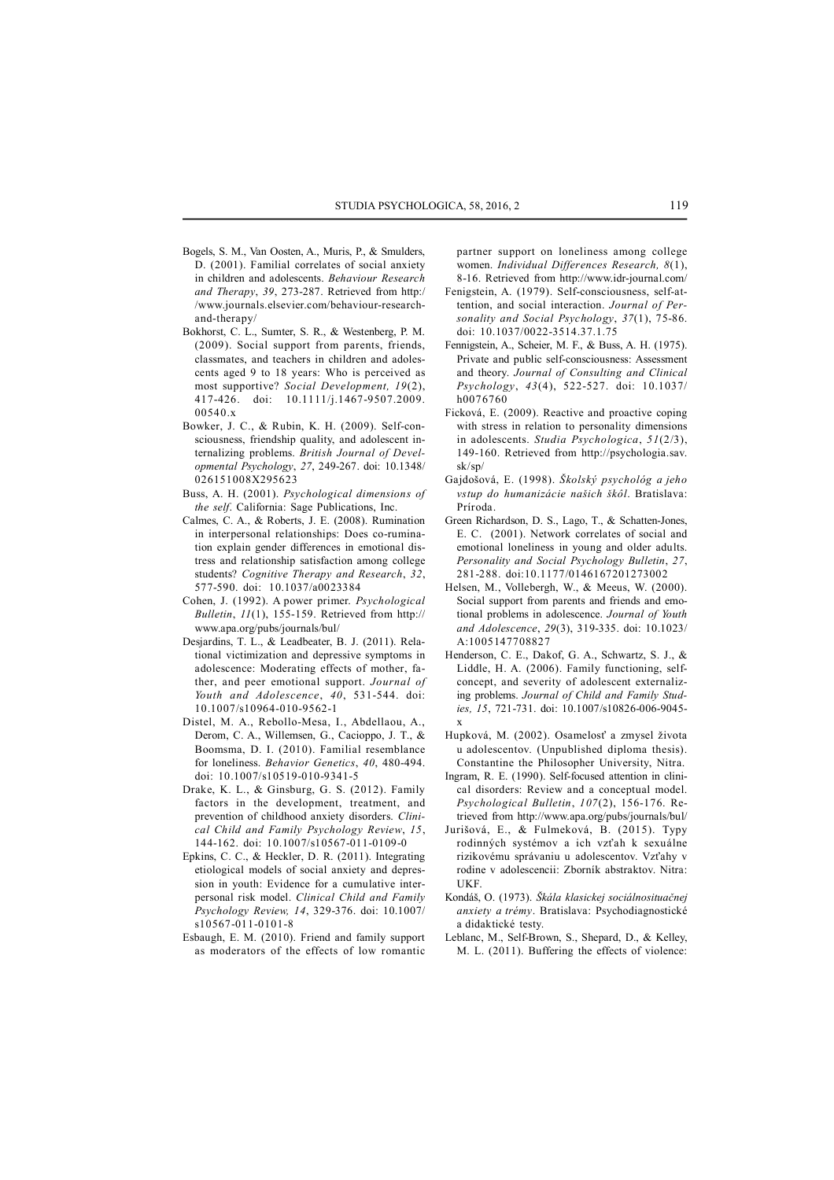Bogels, S. M., Van Oosten, A., Muris, P., & Smulders, D. (2001). Familial correlates of social anxiety in children and adolescents. *Behaviour Research and Therapy*, *39*, 273-287. Retrieved from http://www.journals.elsevier.com/behaviour-research-and-therapy/

Bokhorst, C. L., Sumter, S. R., & Westenberg, P. M. (2009). Social support from parents, friends, classmates, and teachers in children and adolescents aged 9 to 18 years: Who is perceived as most supportive? *Social Development, 19*(2), 417-426. doi: 10.1111/j.1467-9507.2009.00540.x

Bowker, J. C., & Rubin, K. H. (2009). Self-consciousness, friendship quality, and adolescent internalizing problems. *British Journal of Developmental Psychology*, *27*, 249-267. doi: 10.1348/026151008X295623

Buss, A. H. (2001). *Psychological dimensions of the self*. California: Sage Publications, Inc.

Calmes, C. A., & Roberts, J. E. (2008). Rumination in interpersonal relationships: Does co-rumination explain gender differences in emotional distress and relationship satisfaction among college students? *Cognitive Therapy and Research*, *32*, 577-590. doi: 10.1037/a0023384

Cohen, J. (1992). A power primer. *Psychological Bulletin*, *11*(1), 155-159. Retrieved from http://www.apa.org/pubs/journals/bul/

Desjardins, T. L., & Leadbeater, B. J. (2011). Relational victimization and depressive symptoms in adolescence: Moderating effects of mother, father, and peer emotional support. *Journal of Youth and Adolescence*, *40*, 531-544. doi: 10.1007/s10964-010-9562-1

Distel, M. A., Rebollo-Mesa, I., Abdellaou, A., Derom, C. A., Willemsen, G., Cacioppo, J. T., & Boomsma, D. I. (2010). Familial resemblance for loneliness. *Behavior Genetics*, *40*, 480-494. doi: 10.1007/s10519-010-9341-5

Drake, K. L., & Ginsburg, G. S. (2012). Family factors in the development, treatment, and prevention of childhood anxiety disorders. *Clinical Child and Family Psychology Review*, *15*, 144-162. doi: 10.1007/s10567-011-0109-0

Epkins, C. C., & Heckler, D. R. (2011). Integrating etiological models of social anxiety and depression in youth: Evidence for a cumulative interpersonal risk model. *Clinical Child and Family Psychology Review, 14*, 329-376. doi: 10.1007/s10567-011-0101-8

Esbaugh, E. M. (2010). Friend and family support as moderators of the effects of low romantic partner support on loneliness among college women. *Individual Differences Research, 8*(1), 8-16. Retrieved from http://www.idr-journal.com/

Fenigstein, A. (1979). Self-consciousness, self-attention, and social interaction. *Journal of Personality and Social Psychology*, *37*(1), 75-86. doi: 10.1037/0022-3514.37.1.75

Fennigstein, A., Scheier, M. F., & Buss, A. H. (1975). Private and public self-consciousness: Assessment and theory. *Journal of Consulting and Clinical Psychology*, *43*(4), 522-527. doi: 10.1037/h0076760

Ficková, E. (2009). Reactive and proactive coping with stress in relation to personality dimensions in adolescents. *Studia Psychologica*, *51*(2/3), 149-160. Retrieved from http://psychologia.sav.sk/sp/

Gajdošová, E. (1998). *Školský psychológ a jeho vstup do humanizácie našich škôl*. Bratislava: Príroda.

Green Richardson, D. S., Lago, T., & Schatten-Jones, E. C. (2001). Network correlates of social and emotional loneliness in young and older adults. *Personality and Social Psychology Bulletin*, *27*, 281-288. doi:10.1177/0146167201273002

Helsen, M., Vollebergh, W., & Meeus, W. (2000). Social support from parents and friends and emotional problems in adolescence. *Journal of Youth and Adolescence*, *29*(3), 319-335. doi: 10.1023/A:1005147708827

Henderson, C. E., Dakof, G. A., Schwartz, S. J., & Liddle, H. A. (2006). Family functioning, self-concept, and severity of adolescent externalizing problems. *Journal of Child and Family Studies, 15*, 721-731. doi: 10.1007/s10826-006-9045-x

Hupková, M. (2002). Osamelosť a zmysel života u adolescentov. (Unpublished diploma thesis). Constantine the Philosopher University, Nitra.

Ingram, R. E. (1990). Self-focused attention in clinical disorders: Review and a conceptual model. *Psychological Bulletin*, *107*(2), 156-176. Retrieved from http://www.apa.org/pubs/journals/bul/

Jurišová, E., & Fulmeková, B. (2015). Typy rodinných systémov a ich vzťah k sexuálne rizikovému správaniu u adolescentov. Vzťahy v rodine v adolescencii: Zborník abstraktov. Nitra: UKF.

Kondáš, O. (1973). *Škála klasickej sociálnosituačnej anxiety a trémy*. Bratislava: Psychodiagnostické a didaktické testy.

Leblanc, M., Self-Brown, S., Shepard, D., & Kelley, M. L. (2011). Buffering the effects of violence: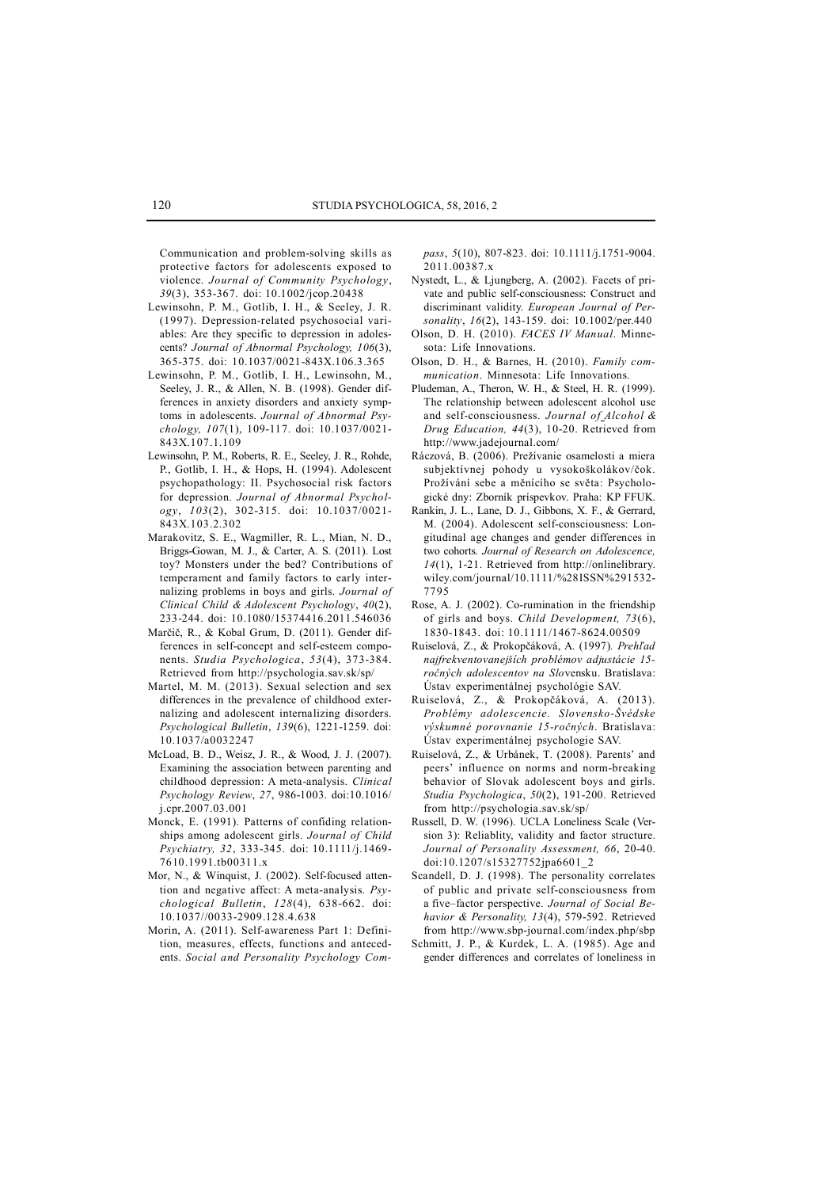Communication and problem-solving skills as protective factors for adolescents exposed to violence. *Journal of Community Psychology*, *39*(3), 353-367. doi: 10.1002/jcop.20438

Lewinsohn, P. M., Gotlib, I. H., & Seeley, J. R. (1997). Depression-related psychosocial variables: Are they specific to depression in adolescents? *Journal of Abnormal Psychology, 106*(3), 365-375. doi: 10.1037/0021-843X.106.3.365

Lewinsohn, P. M., Gotlib, I. H., Lewinsohn, M., Seeley, J. R., & Allen, N. B. (1998). Gender differences in anxiety disorders and anxiety symptoms in adolescents. *Journal of Abnormal Psychology, 107*(1), 109-117. doi: 10.1037/0021-843X.107.1.109

Lewinsohn, P. M., Roberts, R. E., Seeley, J. R., Rohde, P., Gotlib, I. H., & Hops, H. (1994). Adolescent psychopathology: II. Psychosocial risk factors for depression. *Journal of Abnormal Psychology*, *103*(2), 302-315. doi: 10.1037/0021-843X.103.2.302

Marakovitz, S. E., Wagmiller, R. L., Mian, N. D., Briggs-Gowan, M. J., & Carter, A. S. (2011). Lost toy? Monsters under the bed? Contributions of temperament and family factors to early internalizing problems in boys and girls. *Journal of Clinical Child & Adolescent Psychology*, *40*(2), 233-244. doi: 10.1080/15374416.2011.546036

Marčič, R., & Kobal Grum, D. (2011). Gender differences in self-concept and self-esteem components. *Studia Psychologica*, *53*(4), 373-384. Retrieved from http://psychologia.sav.sk/sp/

Martel, M. M. (2013). Sexual selection and sex differences in the prevalence of childhood externalizing and adolescent internalizing disorders. *Psychological Bulletin*, *139*(6), 1221-1259. doi: 10.1037/a0032247

McLoad, B. D., Weisz, J. R., & Wood, J. J. (2007). Examining the association between parenting and childhood depression: A meta-analysis. *Clinical Psychology Review*, *27*, 986-1003. doi:10.1016/j.cpr.2007.03.001

Monck, E. (1991). Patterns of confiding relationships among adolescent girls. *Journal of Child Psychiatry, 32*, 333-345. doi: 10.1111/j.1469-7610.1991.tb00311.x

Mor, N., & Winquist, J. (2002). Self-focused attention and negative affect: A meta-analysis. *Psychological Bulletin*, *128*(4), 638-662. doi: 10.1037//0033-2909.128.4.638

Morin, A. (2011). Self-awareness Part 1: Definition, measures, effects, functions and antecedents. *Social and Personality Psychology Compass*, *5*(10), 807-823. doi: 10.1111/j.1751-9004.2011.00387.x

Nystedt, L., & Ljungberg, A. (2002). Facets of private and public self-consciousness: Construct and discriminant validity. *European Journal of Personality*, *16*(2), 143-159. doi: 10.1002/per.440

Olson, D. H. (2010). *FACES IV Manual*. Minnesota: Life Innovations.

Olson, D. H., & Barnes, H. (2010). *Family communication*. Minnesota: Life Innovations.

Pludeman, A., Theron, W. H., & Steel, H. R. (1999). The relationship between adolescent alcohol use and self-consciousness. *Journal of Alcohol & Drug Education, 44*(3), 10-20. Retrieved from http://www.jadejournal.com/

Ráczová, B. (2006). Prežívanie osamelosti a miera subjektívnej pohody u vysokoškolákov/čok. Prožívání sebe a měnícího se světa: Psychologické dny: Zborník príspevkov. Praha: KP FFUK.

Rankin, J. L., Lane, D. J., Gibbons, X. F., & Gerrard, M. (2004). Adolescent self-consciousness: Longitudinal age changes and gender differences in two cohorts. *Journal of Research on Adolescence, 14*(1), 1-21. Retrieved from http://onlinelibrary.wiley.com/journal/10.1111/%28ISSN%291532-7795

Rose, A. J. (2002). Co-rumination in the friendship of girls and boys. *Child Development, 73*(6), 1830-1843. doi: 10.1111/1467-8624.00509

Ruiselová, Z., & Prokopčáková, A. (1997). *Prehľad najfrekventovanejších problémov adjustácie 15-ročných adolescentov na Slo*vensku. Bratislava: Ústav experimentálnej psychológie SAV.

Ruiselová, Z., & Prokopčáková, A. (2013). *Problémy adolescencie. Slovensko-Švédske výskumné porovnanie 15-ročných*. Bratislava: Ústav experimentálnej psychologie SAV.

Ruiselová, Z., & Urbánek, T. (2008). Parents' and peers' influence on norms and norm-breaking behavior of Slovak adolescent boys and girls. *Studia Psychologica*, *50*(2), 191-200. Retrieved from http://psychologia.sav.sk/sp/

Russell, D. W. (1996). UCLA Loneliness Scale (Version 3): Reliablity, validity and factor structure. *Journal of Personality Assessment, 66*, 20-40. doi:10.1207/s15327752jpa6601_2

Scandell, D. J. (1998). The personality correlates of public and private self-consciousness from a five–factor perspective. *Journal of Social Behavior & Personality, 13*(4), 579-592. Retrieved from http://www.sbp-journal.com/index.php/sbp

Schmitt, J. P., & Kurdek, L. A. (1985). Age and gender differences and correlates of loneliness in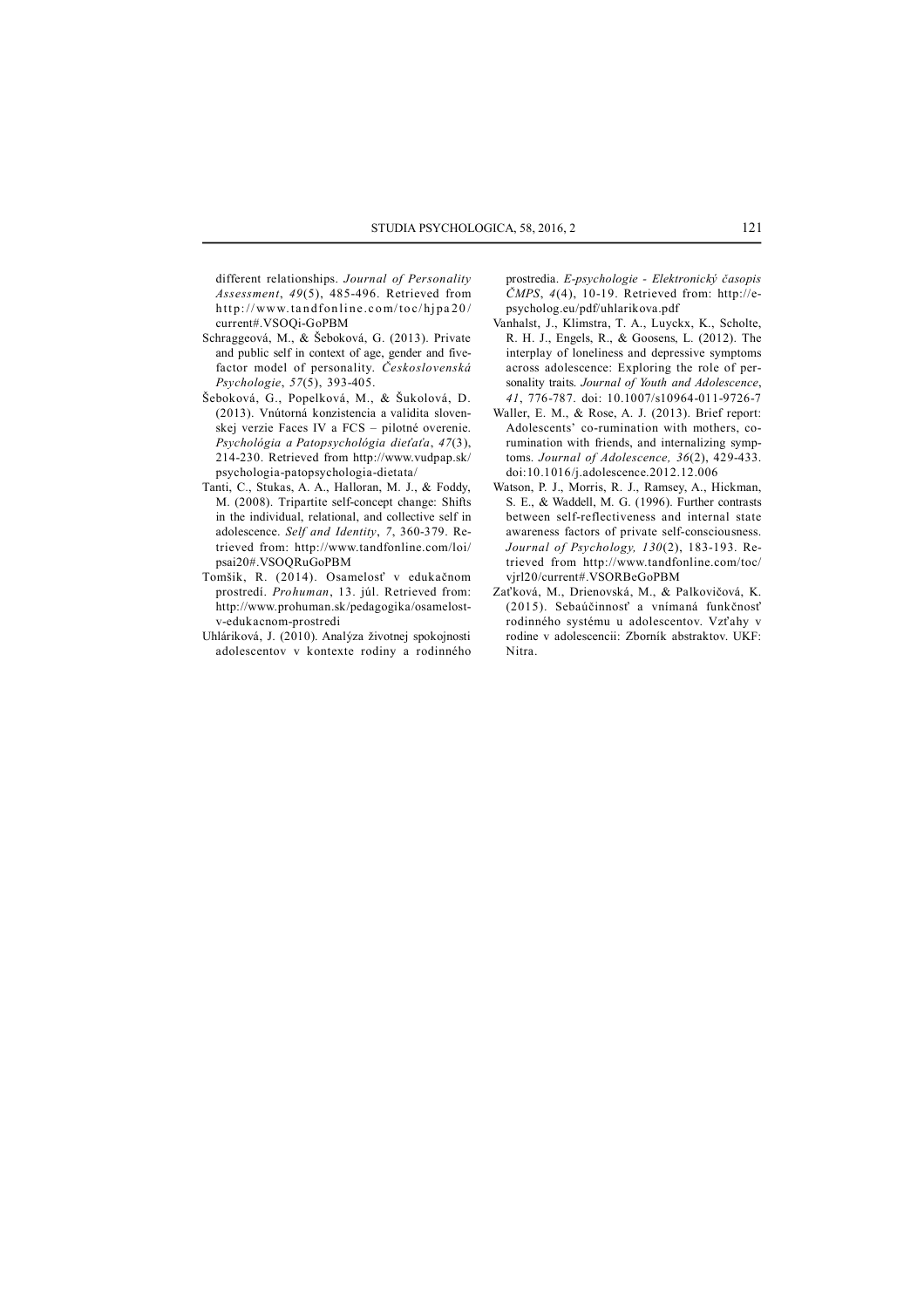different relationships. *Journal of Personality Assessment*, *49*(5), 485-496. Retrieved from http://www.tandfonline.com/toc/hjpa20/current#.VSOQi-GoPBM

Schraggeová, M., & Šeboková, G. (2013). Private and public self in context of age, gender and five-factor model of personality. *Československá Psychologie*, *57*(5), 393-405.

Šeboková, G., Popelková, M., & Šukolová, D. (2013). Vnútorná konzistencia a validita slovenskej verzie Faces IV a FCS – pilotné overenie. *Psychológia a Patopsychológia dieťaťa*, *47*(3), 214-230. Retrieved from http://www.vudpap.sk/psychologia-patopsychologia-dietata/

Tanti, C., Stukas, A. A., Halloran, M. J., & Foddy, M. (2008). Tripartite self-concept change: Shifts in the individual, relational, and collective self in adolescence. *Self and Identity*, *7*, 360-379. Retrieved from: http://www.tandfonline.com/loi/psai20#.VSOQRuGoPBM

Tomšik, R. (2014). Osamelosť v edukačnom prostredí. *Prohuman*, 13. júl. Retrieved from: http://www.prohuman.sk/pedagogika/osamelost-v-edukacnom-prostredi

Uhláriková, J. (2010). Analýza životnej spokojnosti adolescentov v kontexte rodiny a rodinného prostredia. *E-psychologie - Elektronický časopis ČMPS*, *4*(4), 10-19. Retrieved from: http://e-psycholog.eu/pdf/uhlarikova.pdf

Vanhalst, J., Klimstra, T. A., Luyckx, K., Scholte, R. H. J., Engels, R., & Goosens, L. (2012). The interplay of loneliness and depressive symptoms across adolescence: Exploring the role of personality traits. *Journal of Youth and Adolescence*, *41*, 776-787. doi: 10.1007/s10964-011-9726-7

Waller, E. M., & Rose, A. J. (2013). Brief report: Adolescents' co-rumination with mothers, co-rumination with friends, and internalizing symptoms. *Journal of Adolescence, 36*(2), 429-433. doi:10.1016/j.adolescence.2012.12.006

Watson, P. J., Morris, R. J., Ramsey, A., Hickman, S. E., & Waddell, M. G. (1996). Further contrasts between self-reflectiveness and internal state awareness factors of private self-consciousness. *Journal of Psychology, 130*(2), 183-193. Retrieved from http://www.tandfonline.com/toc/vjrl20/current#.VSORBeGoPBM

Zaťková, M., Drienovská, M., & Palkovičová, K. (2015). Sebaúčinnosť a vnímaná funkčnosť rodinného systému u adolescentov. Vzťahy v rodine v adolescencii: Zborník abstraktov. UKF: Nitra.